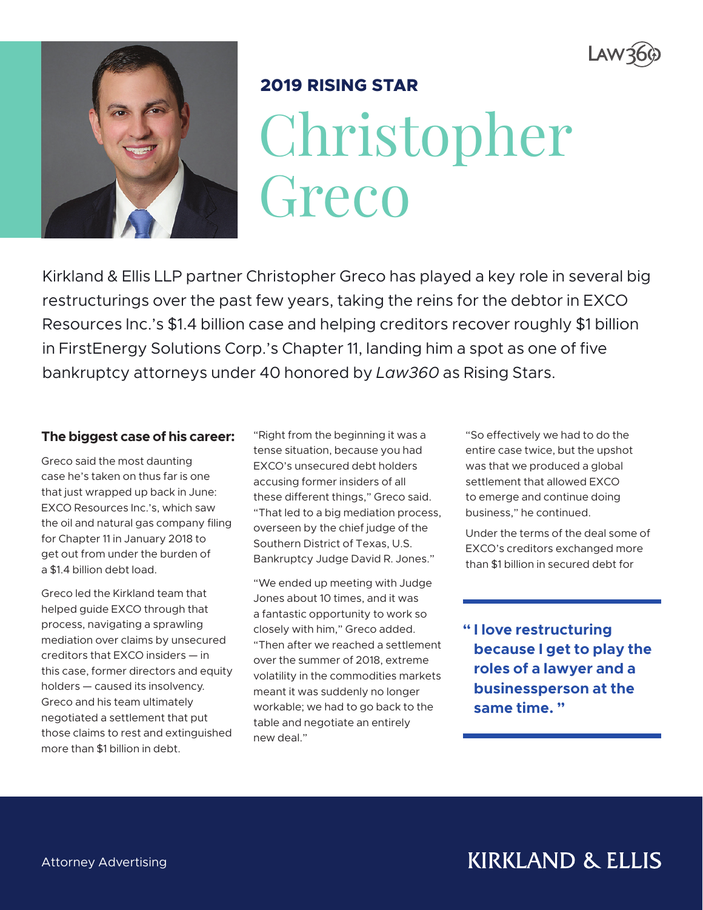## 2019 RISING STAR

# Christopher Greco

Kirkland & Ellis LLP partner Christopher Greco has played a key role in several big restructurings over the past few years, taking the reins for the debtor in EXCO Resources Inc.'s $1.4 billion case and helping creditors recover roughly $1 billion in FirstEnergy Solutions Corp.'s Chapter 11, landing him a spot as one of five bankruptcy attorneys under 40 honored by *Law360* as Rising Stars.

**The biggest case of his career:**

Greco said the most daunting case he's taken on thus far is one that just wrapped up back in June: EXCO Resources Inc.'s, which saw the oil and natural gas company filing for Chapter 11 in January 2018 to get out from under the burden of a $1.4 billion debt load.

Greco led the Kirkland team that helped guide EXCO through that process, navigating a sprawling mediation over claims by unsecured creditors that EXCO insiders — in this case, former directors and equity holders — caused its insolvency. Greco and his team ultimately negotiated a settlement that put those claims to rest and extinguished more than $1 billion in debt.

"Right from the beginning it was a tense situation, because you had EXCO's unsecured debt holders accusing former insiders of all these different things," Greco said. "That led to a big mediation process, overseen by the chief judge of the Southern District of Texas, U.S. Bankruptcy Judge David R. Jones."

"We ended up meeting with Judge Jones about 10 times, and it was a fantastic opportunity to work so closely with him," Greco added. "Then after we reached a settlement over the summer of 2018, extreme volatility in the commodities markets meant it was suddenly no longer workable; we had to go back to the table and negotiate an entirely new deal."

"So effectively we had to do the entire case twice, but the upshot was that we produced a global settlement that allowed EXCO to emerge and continue doing business," he continued.

Under the terms of the deal some of EXCO's creditors exchanged more than $1 billion in secured debt for

> **" I love restructuring because I get to play the roles of a lawyer and a businessperson at the same time. "**

Attorney Advertising

KIRKLAND & ELLIS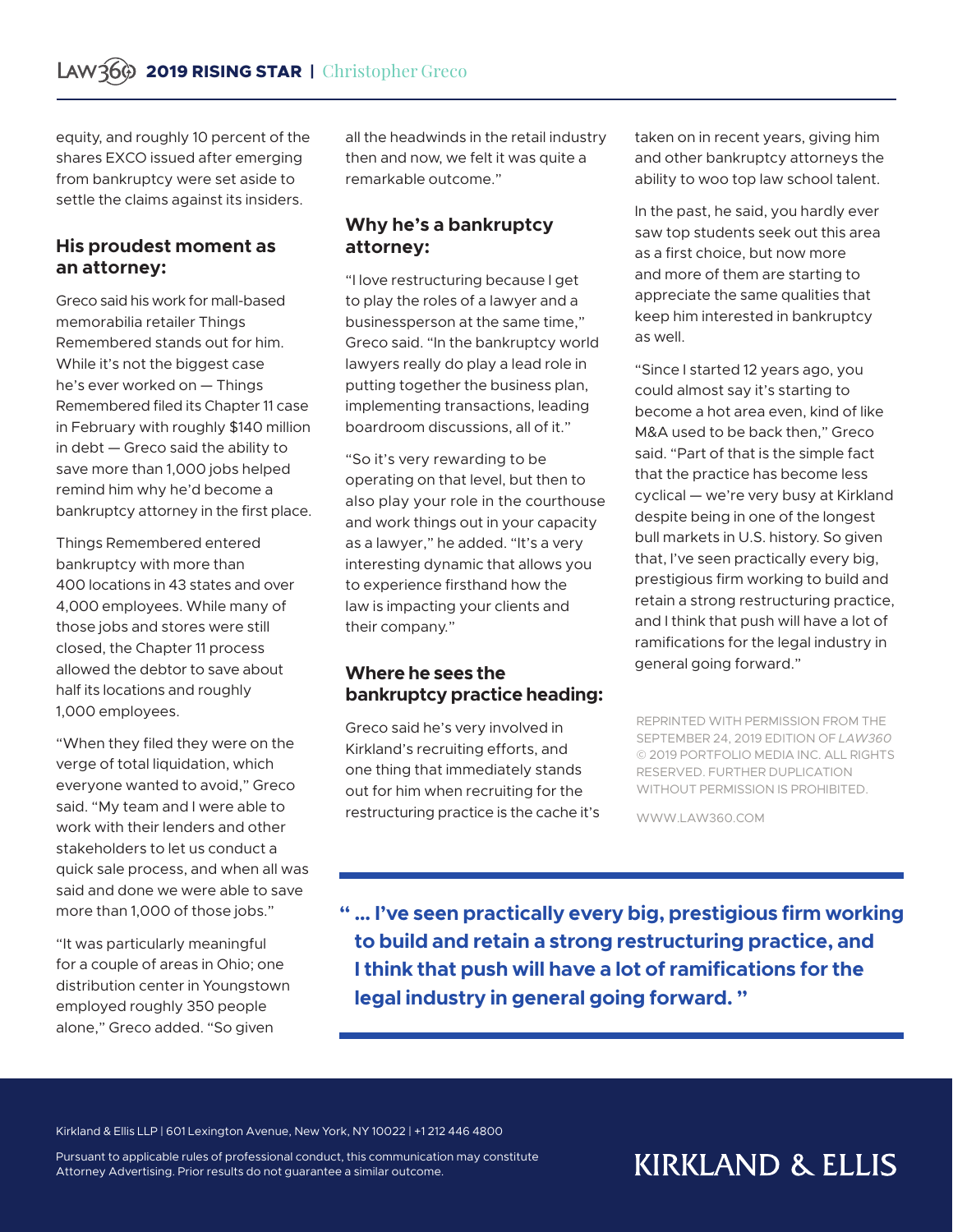equity, and roughly 10 percent of the shares EXCO issued after emerging from bankruptcy were set aside to settle the claims against its insiders.

### His proudest moment as an attorney:

Greco said his work for mall-based memorabilia retailer Things Remembered stands out for him. While it's not the biggest case he's ever worked on — Things Remembered filed its Chapter 11 case in February with roughly $140 million in debt — Greco said the ability to save more than 1,000 jobs helped remind him why he'd become a bankruptcy attorney in the first place.

Things Remembered entered bankruptcy with more than 400 locations in 43 states and over 4,000 employees. While many of those jobs and stores were still closed, the Chapter 11 process allowed the debtor to save about half its locations and roughly 1,000 employees.

"When they filed they were on the verge of total liquidation, which everyone wanted to avoid," Greco said. "My team and I were able to work with their lenders and other stakeholders to let us conduct a quick sale process, and when all was said and done we were able to save more than 1,000 of those jobs."

"It was particularly meaningful for a couple of areas in Ohio; one distribution center in Youngstown employed roughly 350 people alone," Greco added. "So given all the headwinds in the retail industry then and now, we felt it was quite a remarkable outcome."

### Why he's a bankruptcy attorney:

"I love restructuring because I get to play the roles of a lawyer and a businessperson at the same time," Greco said. "In the bankruptcy world lawyers really do play a lead role in putting together the business plan, implementing transactions, leading boardroom discussions, all of it."

"So it's very rewarding to be operating on that level, but then to also play your role in the courthouse and work things out in your capacity as a lawyer," he added. "It's a very interesting dynamic that allows you to experience firsthand how the law is impacting your clients and their company."

### Where he sees the bankruptcy practice heading:

Greco said he's very involved in Kirkland's recruiting efforts, and one thing that immediately stands out for him when recruiting for the restructuring practice is the cache it's taken on in recent years, giving him and other bankruptcy attorneys the ability to woo top law school talent.

In the past, he said, you hardly ever saw top students seek out this area as a first choice, but now more and more of them are starting to appreciate the same qualities that keep him interested in bankruptcy as well.

"Since I started 12 years ago, you could almost say it's starting to become a hot area even, kind of like M&A used to be back then," Greco said. "Part of that is the simple fact that the practice has become less cyclical — we're very busy at Kirkland despite being in one of the longest bull markets in U.S. history. So given that, I've seen practically every big, prestigious firm working to build and retain a strong restructuring practice, and I think that push will have a lot of ramifications for the legal industry in general going forward."

REPRINTED WITH PERMISSION FROM THE SEPTEMBER 24, 2019 EDITION OF *LAW360* © 2019 PORTFOLIO MEDIA INC. ALL RIGHTS RESERVED. FURTHER DUPLICATION WITHOUT PERMISSION IS PROHIBITED.

WWW.LAW360.COM

> **" … I've seen practically every big, prestigious firm working to build and retain a strong restructuring practice, and I think that push will have a lot of ramifications for the legal industry in general going forward. "**

Kirkland & Ellis LLP | 601 Lexington Avenue, New York, NY 10022 | +1 212 446 4800

Pursuant to applicable rules of professional conduct, this communication may constitute Attorney Advertising. Prior results do not guarantee a similar outcome.

KIRKLAND & ELLIS